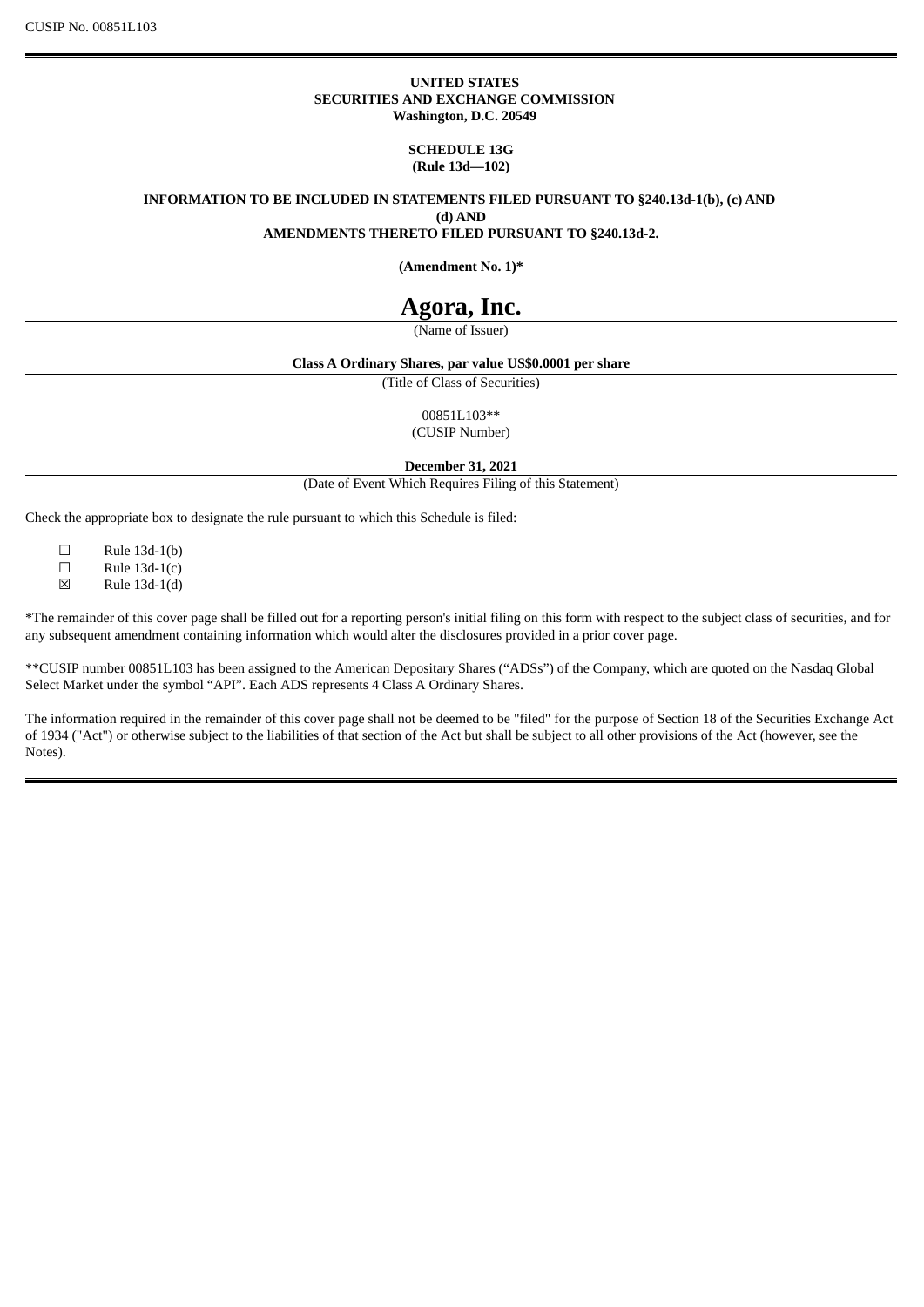CUSIP No. 00851L103

**UNITED STATES**
**SECURITIES AND EXCHANGE COMMISSION**
**Washington, D.C. 20549**

**SCHEDULE 13G**
**(Rule 13d—102)**

**INFORMATION TO BE INCLUDED IN STATEMENTS FILED PURSUANT TO §240.13d-1(b), (c) AND (d) AND**
**AMENDMENTS THERETO FILED PURSUANT TO §240.13d-2.**

**(Amendment No. 1)***

# Agora, Inc.

(Name of Issuer)

**Class A Ordinary Shares, par value US$0.0001 per share**

(Title of Class of Securities)

00851L103**

(CUSIP Number)

**December 31, 2021**

(Date of Event Which Requires Filing of this Statement)

Check the appropriate box to designate the rule pursuant to which this Schedule is filed:

☐ Rule 13d-1(b)
☐ Rule 13d-1(c)
☒ Rule 13d-1(d)

*The remainder of this cover page shall be filled out for a reporting person's initial filing on this form with respect to the subject class of securities, and for any subsequent amendment containing information which would alter the disclosures provided in a prior cover page.

**CUSIP number 00851L103 has been assigned to the American Depositary Shares ("ADSs") of the Company, which are quoted on the Nasdaq Global Select Market under the symbol "API". Each ADS represents 4 Class A Ordinary Shares.

The information required in the remainder of this cover page shall not be deemed to be "filed" for the purpose of Section 18 of the Securities Exchange Act of 1934 ("Act") or otherwise subject to the liabilities of that section of the Act but shall be subject to all other provisions of the Act (however, see the Notes).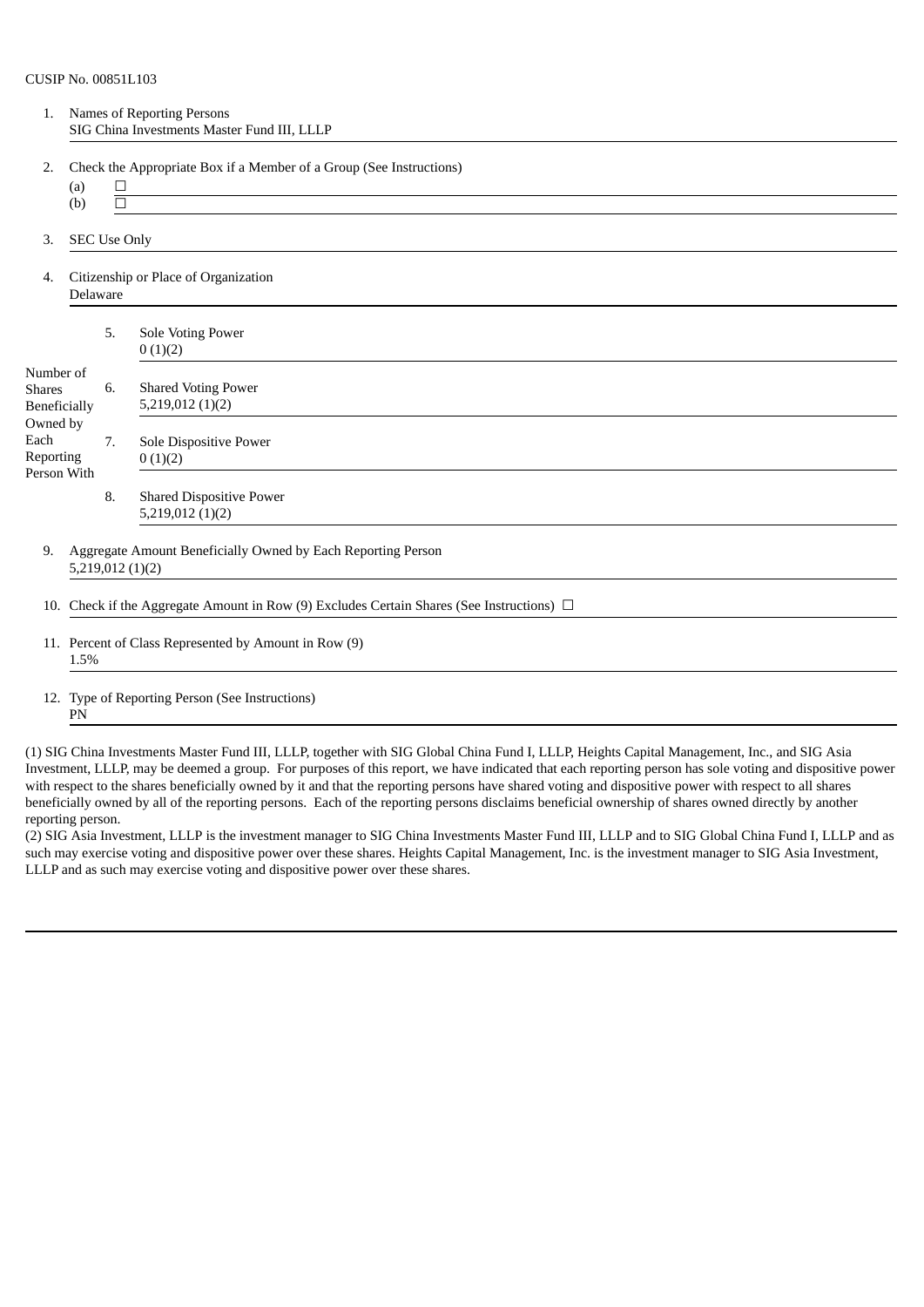CUSIP No. 00851L103

| | | | |
|---|---|---|---|
| 1. | Names of Reporting Persons<br>SIG China Investments Master Fund III, LLLP | | |
| 2. | Check the Appropriate Box if a Member of a Group (See Instructions)<br>(a) ☐<br>(b) ☐ | | |
| 3. | SEC Use Only | | |
| 4. | Citizenship or Place of Organization<br>Delaware | | |
| Number of Shares Beneficially Owned by Each Reporting Person With | 5. | Sole Voting Power<br>0 (1)(2) | |
| | 6. | Shared Voting Power<br>5,219,012 (1)(2) | |
| | 7. | Sole Dispositive Power<br>0 (1)(2) | |
| | 8. | Shared Dispositive Power<br>5,219,012 (1)(2) | |
| 9. | Aggregate Amount Beneficially Owned by Each Reporting Person<br>5,219,012 (1)(2) | | |
| 10. | Check if the Aggregate Amount in Row (9) Excludes Certain Shares (See Instructions) ☐ | | |
| 11. | Percent of Class Represented by Amount in Row (9)<br>1.5% | | |
| 12. | Type of Reporting Person (See Instructions)<br>PN | | |

(1) SIG China Investments Master Fund III, LLLP, together with SIG Global China Fund I, LLLP, Heights Capital Management, Inc., and SIG Asia Investment, LLLP, may be deemed a group. For purposes of this report, we have indicated that each reporting person has sole voting and dispositive power with respect to the shares beneficially owned by it and that the reporting persons have shared voting and dispositive power with respect to all shares beneficially owned by all of the reporting persons. Each of the reporting persons disclaims beneficial ownership of shares owned directly by another reporting person.

(2) SIG Asia Investment, LLLP is the investment manager to SIG China Investments Master Fund III, LLLP and to SIG Global China Fund I, LLLP and as such may exercise voting and dispositive power over these shares. Heights Capital Management, Inc. is the investment manager to SIG Asia Investment, LLLP and as such may exercise voting and dispositive power over these shares.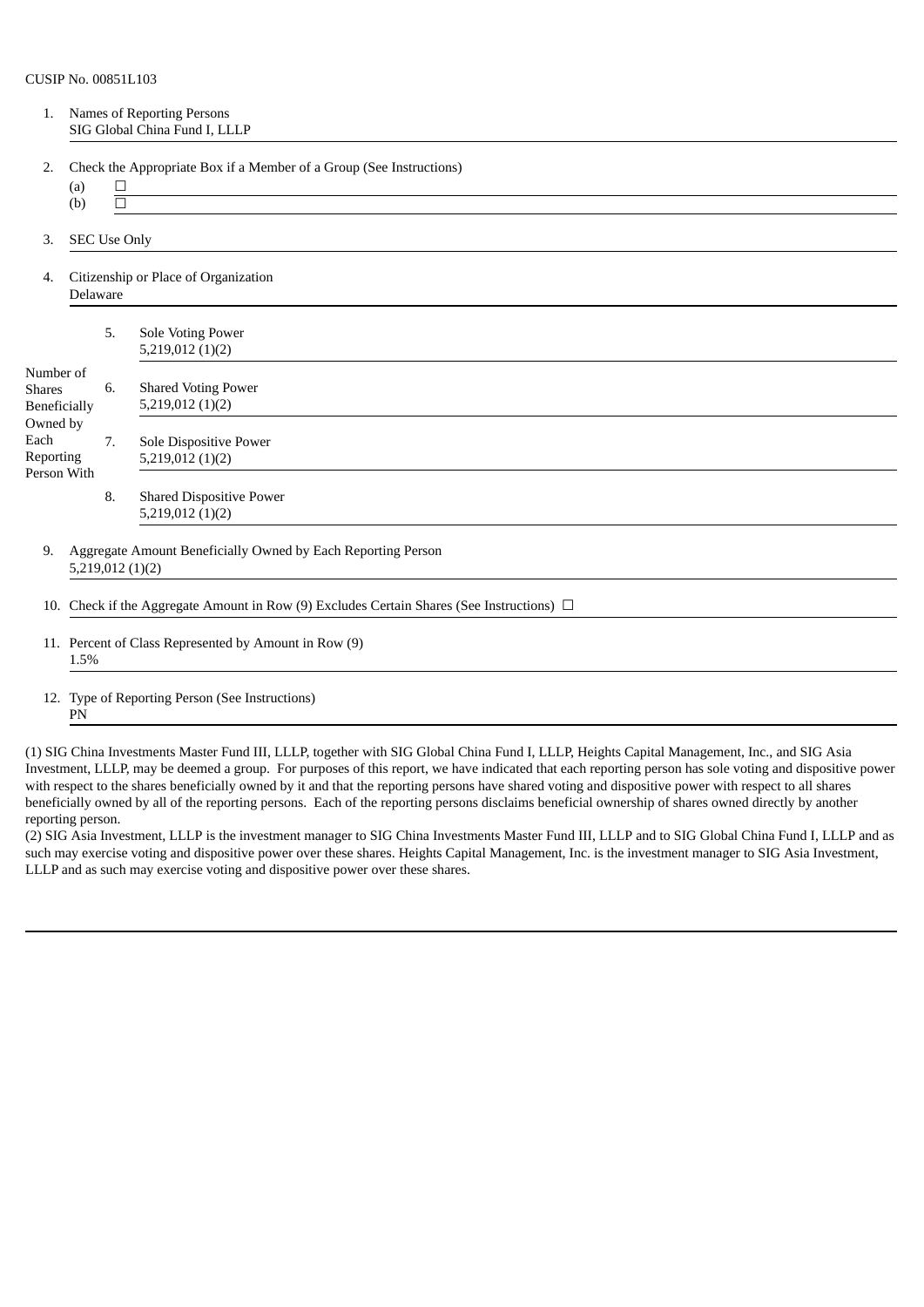CUSIP No. 00851L103

| | | |
|---|---|---|
| 1. | Names of Reporting Persons<br>SIG Global China Fund I, LLLP | |
| 2. | Check the Appropriate Box if a Member of a Group (See Instructions)<br>(a) ☐<br>(b) ☐ | |
| 3. | SEC Use Only | |
| 4. | Citizenship or Place of Organization<br>Delaware | |
| Number of Shares Beneficially Owned by Each Reporting Person With | 5. | Sole Voting Power<br>5,219,012 (1)(2) |
| | 6. | Shared Voting Power<br>5,219,012 (1)(2) |
| | 7. | Sole Dispositive Power<br>5,219,012 (1)(2) |
| | 8. | Shared Dispositive Power<br>5,219,012 (1)(2) |
| 9. | Aggregate Amount Beneficially Owned by Each Reporting Person<br>5,219,012 (1)(2) | |
| 10. | Check if the Aggregate Amount in Row (9) Excludes Certain Shares (See Instructions) ☐ | |
| 11. | Percent of Class Represented by Amount in Row (9)<br>1.5% | |
| 12. | Type of Reporting Person (See Instructions)<br>PN | |

(1) SIG China Investments Master Fund III, LLLP, together with SIG Global China Fund I, LLLP, Heights Capital Management, Inc., and SIG Asia Investment, LLLP, may be deemed a group. For purposes of this report, we have indicated that each reporting person has sole voting and dispositive power with respect to the shares beneficially owned by it and that the reporting persons have shared voting and dispositive power with respect to all shares beneficially owned by all of the reporting persons. Each of the reporting persons disclaims beneficial ownership of shares owned directly by another reporting person.

(2) SIG Asia Investment, LLLP is the investment manager to SIG China Investments Master Fund III, LLLP and to SIG Global China Fund I, LLLP and as such may exercise voting and dispositive power over these shares. Heights Capital Management, Inc. is the investment manager to SIG Asia Investment, LLLP and as such may exercise voting and dispositive power over these shares.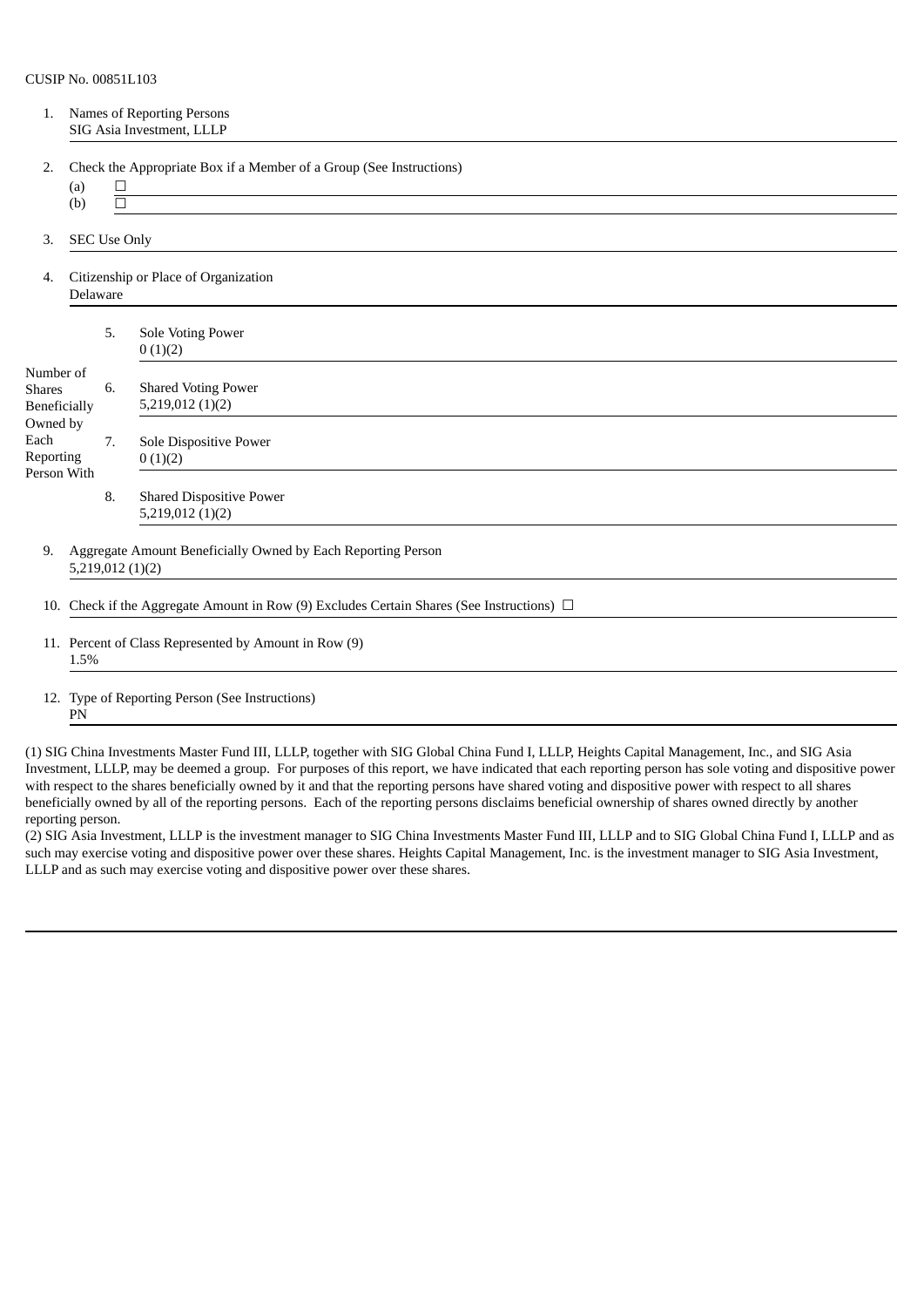CUSIP No. 00851L103

| | | |
|---|---|---|
| 1. | Names of Reporting Persons<br>SIG Asia Investment, LLLP | |
| 2. | Check the Appropriate Box if a Member of a Group (See Instructions)<br>(a) ☐<br>(b) ☐ | |
| 3. | SEC Use Only | |
| 4. | Citizenship or Place of Organization<br>Delaware | |
| Number of Shares Beneficially Owned by Each Reporting Person With | 5. | Sole Voting Power<br>0 (1)(2) |
| | 6. | Shared Voting Power<br>5,219,012 (1)(2) |
| | 7. | Sole Dispositive Power<br>0 (1)(2) |
| | 8. | Shared Dispositive Power<br>5,219,012 (1)(2) |
| 9. | Aggregate Amount Beneficially Owned by Each Reporting Person<br>5,219,012 (1)(2) | |
| 10. | Check if the Aggregate Amount in Row (9) Excludes Certain Shares (See Instructions) ☐ | |
| 11. | Percent of Class Represented by Amount in Row (9)<br>1.5% | |
| 12. | Type of Reporting Person (See Instructions)<br>PN | |

(1) SIG China Investments Master Fund III, LLLP, together with SIG Global China Fund I, LLLP, Heights Capital Management, Inc., and SIG Asia Investment, LLLP, may be deemed a group. For purposes of this report, we have indicated that each reporting person has sole voting and dispositive power with respect to the shares beneficially owned by it and that the reporting persons have shared voting and dispositive power with respect to all shares beneficially owned by all of the reporting persons. Each of the reporting persons disclaims beneficial ownership of shares owned directly by another reporting person.

(2) SIG Asia Investment, LLLP is the investment manager to SIG China Investments Master Fund III, LLLP and to SIG Global China Fund I, LLLP and as such may exercise voting and dispositive power over these shares. Heights Capital Management, Inc. is the investment manager to SIG Asia Investment, LLLP and as such may exercise voting and dispositive power over these shares.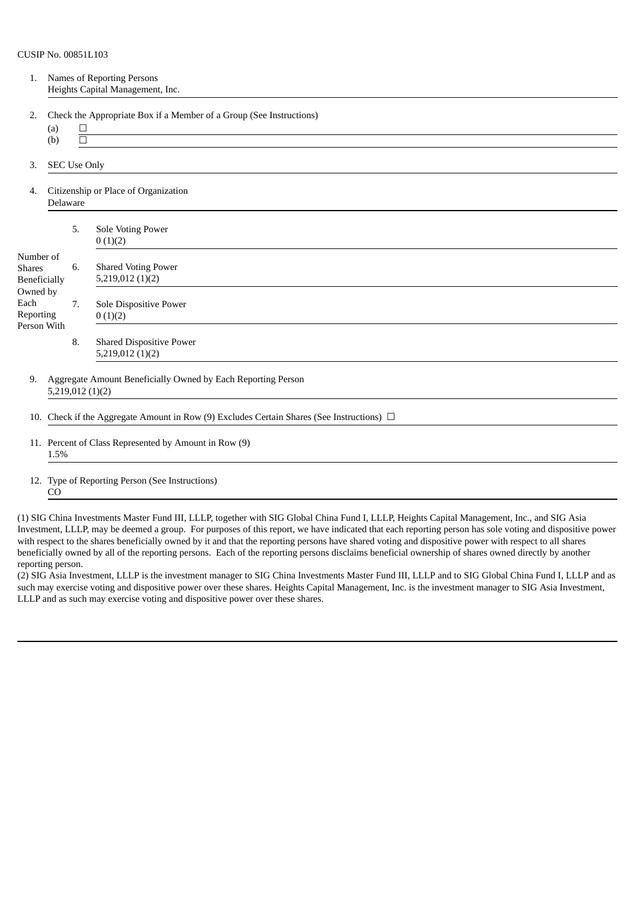CUSIP No. 00851L103

| | | | |
|---|---|---|---|
| 1. | Names of Reporting Persons<br>Heights Capital Management, Inc. | | |
| 2. | Check the Appropriate Box if a Member of a Group (See Instructions)<br>(a) ☐<br>(b) ☐ | | |
| 3. | SEC Use Only | | |
| 4. | Citizenship or Place of Organization<br>Delaware | | |
| Number of Shares Beneficially Owned by Each Reporting Person With | 5. | Sole Voting Power<br>0 (1)(2) | |
| | 6. | Shared Voting Power<br>5,219,012 (1)(2) | |
| | 7. | Sole Dispositive Power<br>0 (1)(2) | |
| | 8. | Shared Dispositive Power<br>5,219,012 (1)(2) | |
| 9. | Aggregate Amount Beneficially Owned by Each Reporting Person<br>5,219,012 (1)(2) | | |
| 10. | Check if the Aggregate Amount in Row (9) Excludes Certain Shares (See Instructions) ☐ | | |
| 11. | Percent of Class Represented by Amount in Row (9)<br>1.5% | | |
| 12. | Type of Reporting Person (See Instructions)<br>CO | | |

(1) SIG China Investments Master Fund III, LLLP, together with SIG Global China Fund I, LLLP, Heights Capital Management, Inc., and SIG Asia Investment, LLLP, may be deemed a group. For purposes of this report, we have indicated that each reporting person has sole voting and dispositive power with respect to the shares beneficially owned by it and that the reporting persons have shared voting and dispositive power with respect to all shares beneficially owned by all of the reporting persons. Each of the reporting persons disclaims beneficial ownership of shares owned directly by another reporting person.

(2) SIG Asia Investment, LLLP is the investment manager to SIG China Investments Master Fund III, LLLP and to SIG Global China Fund I, LLLP and as such may exercise voting and dispositive power over these shares. Heights Capital Management, Inc. is the investment manager to SIG Asia Investment, LLLP and as such may exercise voting and dispositive power over these shares.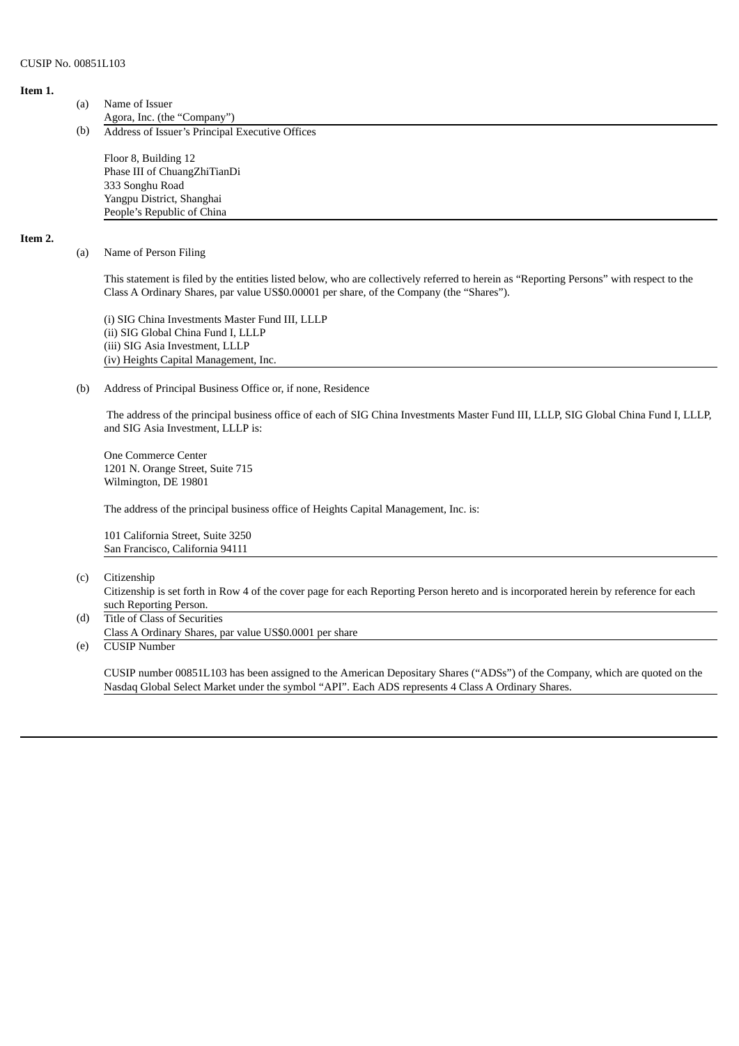CUSIP No. 00851L103

**Item 1.**

(a) Name of Issuer

Agora, Inc. (the "Company")

(b) Address of Issuer's Principal Executive Offices

Floor 8, Building 12
Phase III of ChuangZhiTianDi
333 Songhu Road
Yangpu District, Shanghai
People's Republic of China

**Item 2.**

(a) Name of Person Filing

This statement is filed by the entities listed below, who are collectively referred to herein as "Reporting Persons" with respect to the Class A Ordinary Shares, par value US$0.00001 per share, of the Company (the "Shares").

(i) SIG China Investments Master Fund III, LLLP
(ii) SIG Global China Fund I, LLLP
(iii) SIG Asia Investment, LLLP
(iv) Heights Capital Management, Inc.

(b) Address of Principal Business Office or, if none, Residence

The address of the principal business office of each of SIG China Investments Master Fund III, LLLP, SIG Global China Fund I, LLLP, and SIG Asia Investment, LLLP is:

One Commerce Center
1201 N. Orange Street, Suite 715
Wilmington, DE 19801

The address of the principal business office of Heights Capital Management, Inc. is:

101 California Street, Suite 3250
San Francisco, California 94111

(c) Citizenship

Citizenship is set forth in Row 4 of the cover page for each Reporting Person hereto and is incorporated herein by reference for each such Reporting Person.

(d) Title of Class of Securities

Class A Ordinary Shares, par value US$0.0001 per share

(e) CUSIP Number

CUSIP number 00851L103 has been assigned to the American Depositary Shares ("ADSs") of the Company, which are quoted on the Nasdaq Global Select Market under the symbol "API". Each ADS represents 4 Class A Ordinary Shares.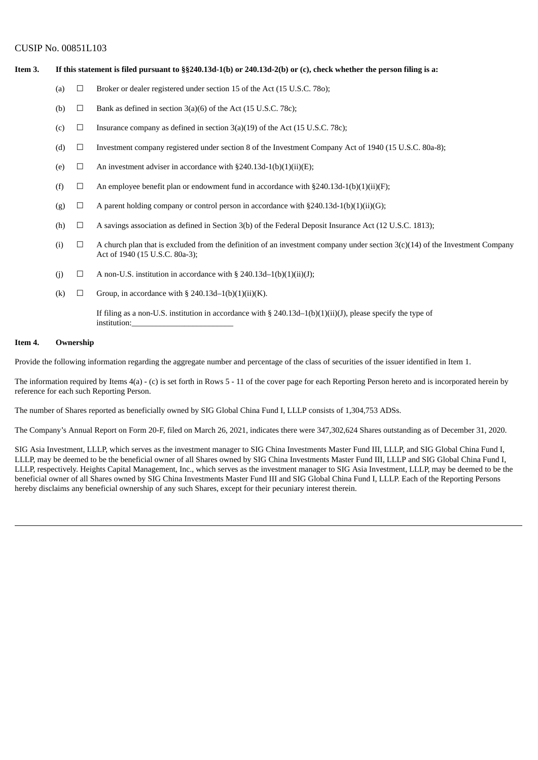CUSIP No. 00851L103

**Item 3. If this statement is filed pursuant to §§240.13d-1(b) or 240.13d-2(b) or (c), check whether the person filing is a:**

(a) ☐ Broker or dealer registered under section 15 of the Act (15 U.S.C. 78o);

(b) ☐ Bank as defined in section 3(a)(6) of the Act (15 U.S.C. 78c);

(c) ☐ Insurance company as defined in section 3(a)(19) of the Act (15 U.S.C. 78c);

(d) ☐ Investment company registered under section 8 of the Investment Company Act of 1940 (15 U.S.C. 80a-8);

(e) ☐ An investment adviser in accordance with §240.13d-1(b)(1)(ii)(E);

(f) ☐ An employee benefit plan or endowment fund in accordance with §240.13d-1(b)(1)(ii)(F);

(g) ☐ A parent holding company or control person in accordance with §240.13d-1(b)(1)(ii)(G);

(h) ☐ A savings association as defined in Section 3(b) of the Federal Deposit Insurance Act (12 U.S.C. 1813);

(i) ☐ A church plan that is excluded from the definition of an investment company under section 3(c)(14) of the Investment Company Act of 1940 (15 U.S.C. 80a-3);

(j) ☐ A non-U.S. institution in accordance with § 240.13d–1(b)(1)(ii)(J);

(k) ☐ Group, in accordance with § 240.13d–1(b)(1)(ii)(K).

If filing as a non-U.S. institution in accordance with § 240.13d–1(b)(1)(ii)(J), please specify the type of institution:_________________________

**Item 4. Ownership**

Provide the following information regarding the aggregate number and percentage of the class of securities of the issuer identified in Item 1.

The information required by Items 4(a) - (c) is set forth in Rows 5 - 11 of the cover page for each Reporting Person hereto and is incorporated herein by reference for each such Reporting Person.

The number of Shares reported as beneficially owned by SIG Global China Fund I, LLLP consists of 1,304,753 ADSs.

The Company's Annual Report on Form 20-F, filed on March 26, 2021, indicates there were 347,302,624 Shares outstanding as of December 31, 2020.

SIG Asia Investment, LLLP, which serves as the investment manager to SIG China Investments Master Fund III, LLLP, and SIG Global China Fund I, LLLP, may be deemed to be the beneficial owner of all Shares owned by SIG China Investments Master Fund III, LLLP and SIG Global China Fund I, LLLP, respectively. Heights Capital Management, Inc., which serves as the investment manager to SIG Asia Investment, LLLP, may be deemed to be the beneficial owner of all Shares owned by SIG China Investments Master Fund III and SIG Global China Fund I, LLLP. Each of the Reporting Persons hereby disclaims any beneficial ownership of any such Shares, except for their pecuniary interest therein.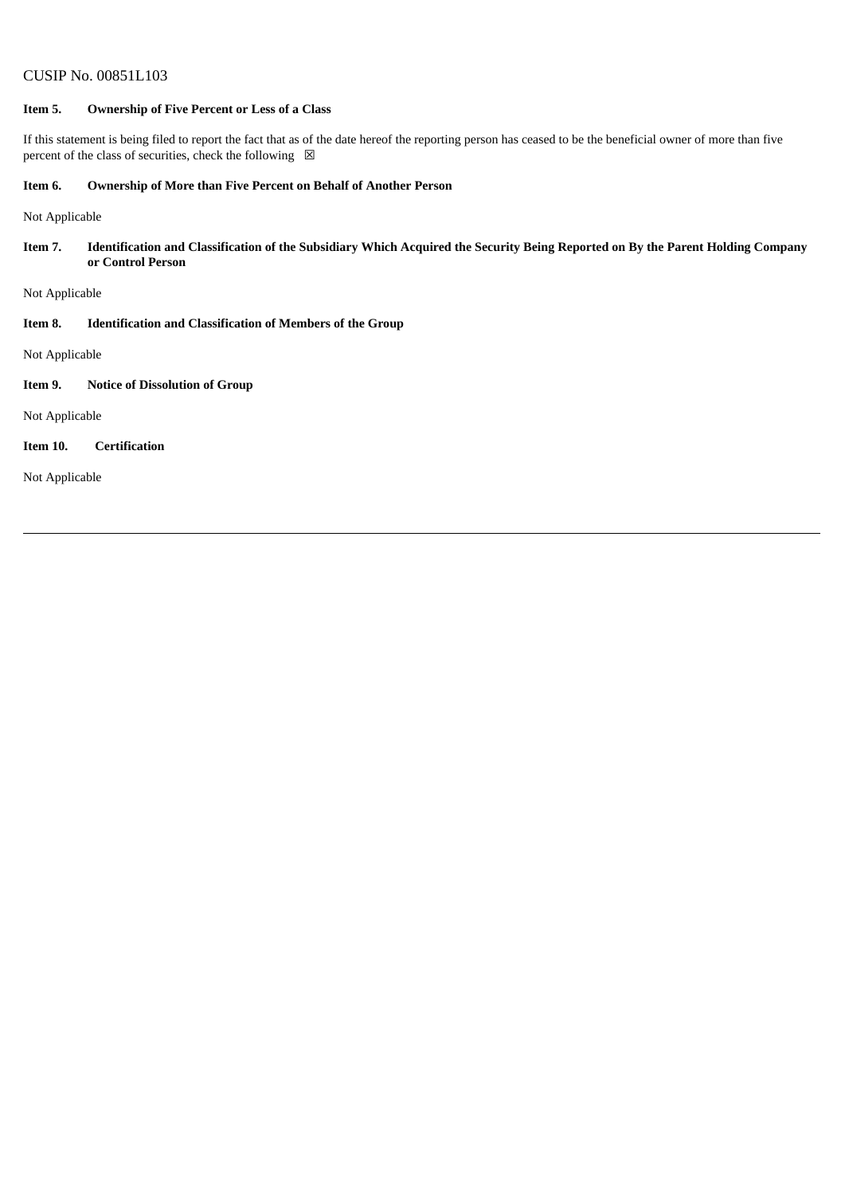CUSIP No. 00851L103

**Item 5. Ownership of Five Percent or Less of a Class**

If this statement is being filed to report the fact that as of the date hereof the reporting person has ceased to be the beneficial owner of more than five percent of the class of securities, check the following ☒

**Item 6. Ownership of More than Five Percent on Behalf of Another Person**

Not Applicable

**Item 7. Identification and Classification of the Subsidiary Which Acquired the Security Being Reported on By the Parent Holding Company or Control Person**

Not Applicable

**Item 8. Identification and Classification of Members of the Group**

Not Applicable

**Item 9. Notice of Dissolution of Group**

Not Applicable

**Item 10. Certification**

Not Applicable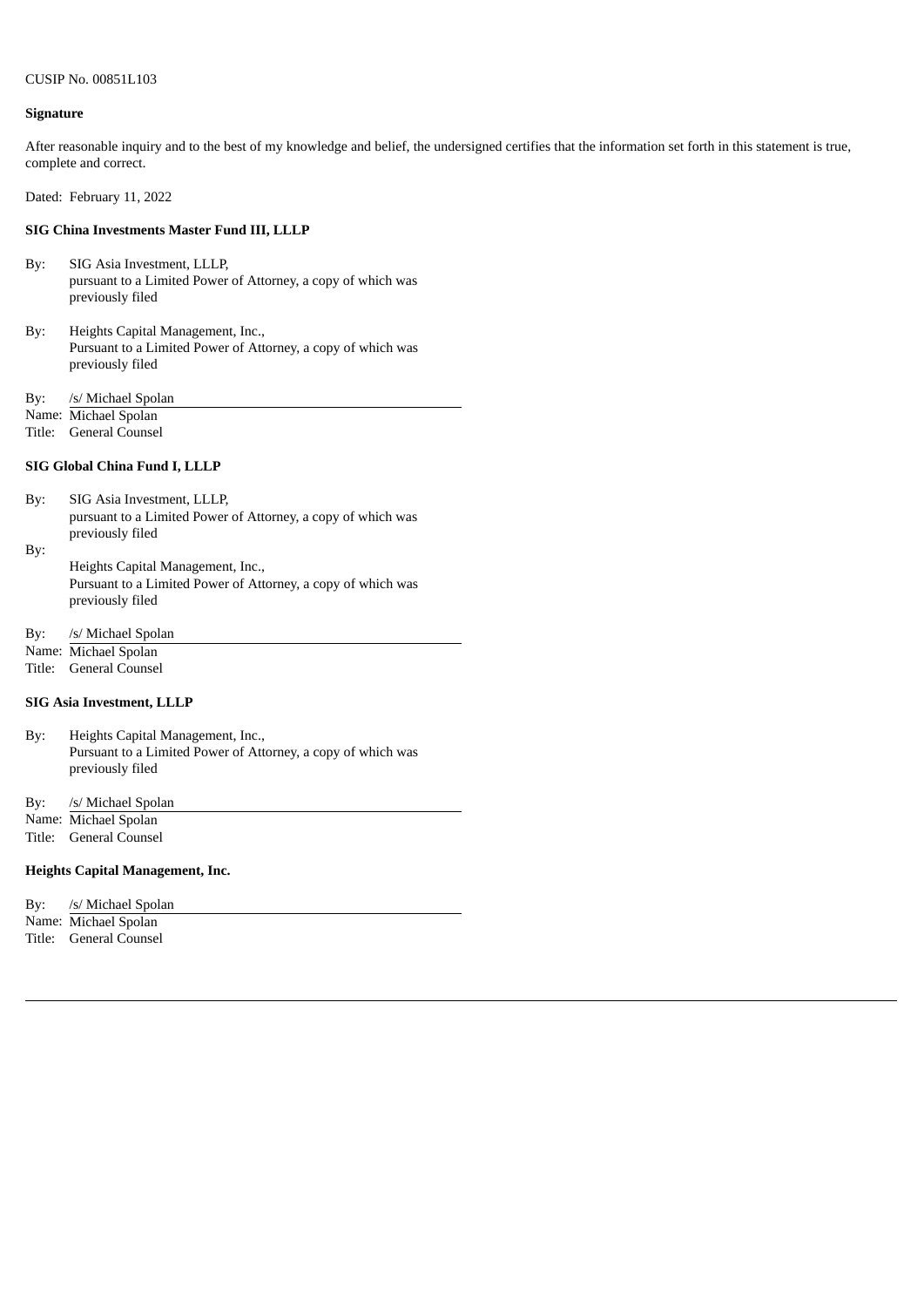CUSIP No. 00851L103

**Signature**

After reasonable inquiry and to the best of my knowledge and belief, the undersigned certifies that the information set forth in this statement is true, complete and correct.

Dated: February 11, 2022

**SIG China Investments Master Fund III, LLLP**

By: SIG Asia Investment, LLLP,
pursuant to a Limited Power of Attorney, a copy of which was previously filed

By: Heights Capital Management, Inc.,
Pursuant to a Limited Power of Attorney, a copy of which was previously filed

By: /s/ Michael Spolan
Name: Michael Spolan
Title: General Counsel

**SIG Global China Fund I, LLLP**

By: SIG Asia Investment, LLLP,
pursuant to a Limited Power of Attorney, a copy of which was previously filed

By: Heights Capital Management, Inc.,
Pursuant to a Limited Power of Attorney, a copy of which was previously filed

By: /s/ Michael Spolan
Name: Michael Spolan
Title: General Counsel

**SIG Asia Investment, LLLP**

By: Heights Capital Management, Inc.,
Pursuant to a Limited Power of Attorney, a copy of which was previously filed

By: /s/ Michael Spolan
Name: Michael Spolan
Title: General Counsel

**Heights Capital Management, Inc.**

By: /s/ Michael Spolan
Name: Michael Spolan
Title: General Counsel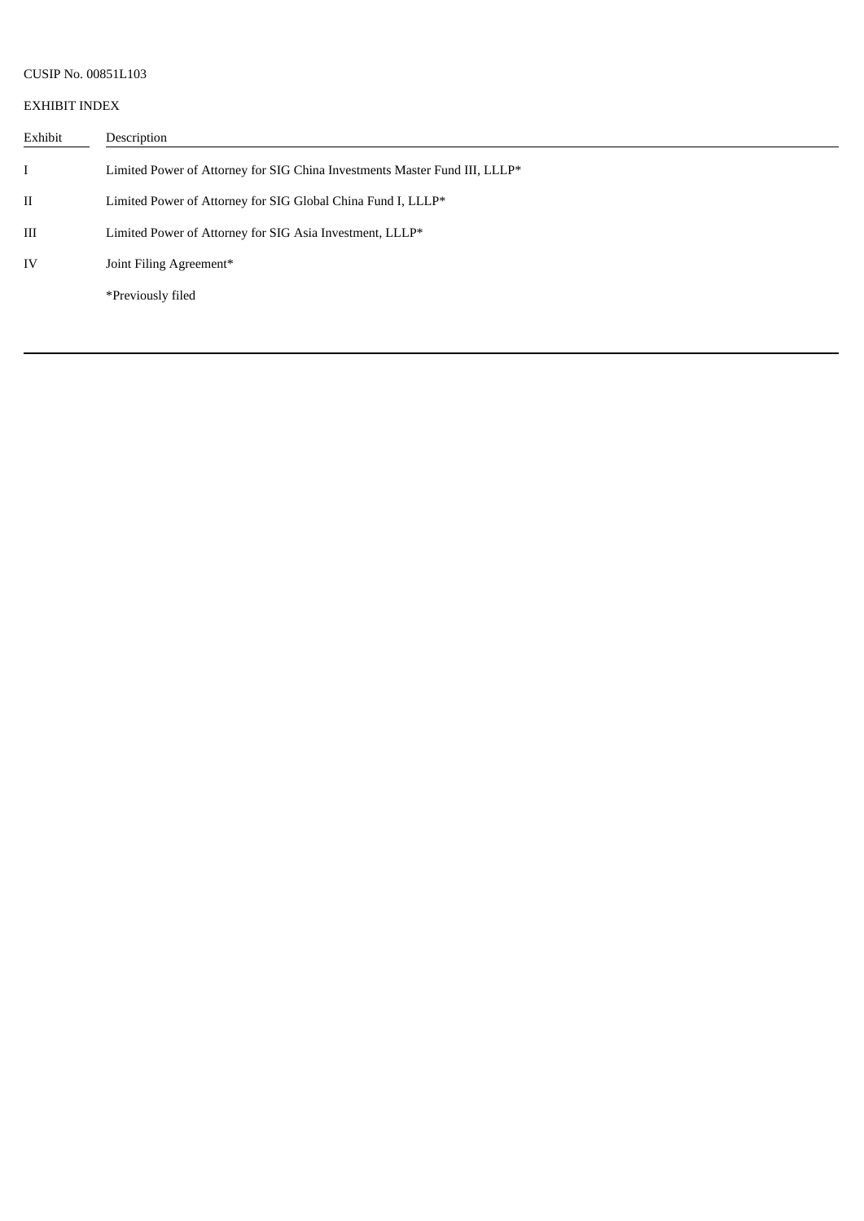CUSIP No. 00851L103

EXHIBIT INDEX

| Exhibit | Description |
| --- | --- |
| I | Limited Power of Attorney for SIG China Investments Master Fund III, LLLP* |
| II | Limited Power of Attorney for SIG Global China Fund I, LLLP* |
| III | Limited Power of Attorney for SIG Asia Investment, LLLP* |
| IV | Joint Filing Agreement* |

*Previously filed